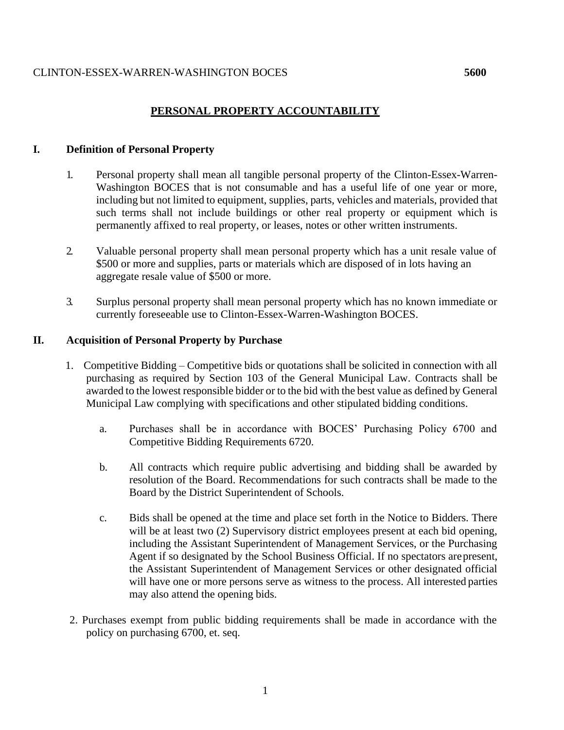CLINTON-ESSEX-WARREN-WASHINGTON BOCES **5600**

# PERSONAL PROPERTY ACCOUNTABILITY

## I. Definition of Personal Property

1. Personal property shall mean all tangible personal property of the Clinton-Essex-Warren-Washington BOCES that is not consumable and has a useful life of one year or more, including but not limited to equipment, supplies, parts, vehicles and materials, provided that such terms shall not include buildings or other real property or equipment which is permanently affixed to real property, or leases, notes or other written instruments.

2. Valuable personal property shall mean personal property which has a unit resale value of $500 or more and supplies, parts or materials which are disposed of in lots having an aggregate resale value of $500 or more.

3. Surplus personal property shall mean personal property which has no known immediate or currently foreseeable use to Clinton-Essex-Warren-Washington BOCES.

## II. Acquisition of Personal Property by Purchase

1. Competitive Bidding – Competitive bids or quotations shall be solicited in connection with all purchasing as required by Section 103 of the General Municipal Law. Contracts shall be awarded to the lowest responsible bidder or to the bid with the best value as defined by General Municipal Law complying with specifications and other stipulated bidding conditions.

   a. Purchases shall be in accordance with BOCES' Purchasing Policy 6700 and Competitive Bidding Requirements 6720.

   b. All contracts which require public advertising and bidding shall be awarded by resolution of the Board. Recommendations for such contracts shall be made to the Board by the District Superintendent of Schools.

   c. Bids shall be opened at the time and place set forth in the Notice to Bidders. There will be at least two (2) Supervisory district employees present at each bid opening, including the Assistant Superintendent of Management Services, or the Purchasing Agent if so designated by the School Business Official. If no spectators are present, the Assistant Superintendent of Management Services or other designated official will have one or more persons serve as witness to the process. All interested parties may also attend the opening bids.

2. Purchases exempt from public bidding requirements shall be made in accordance with the policy on purchasing 6700, et. seq.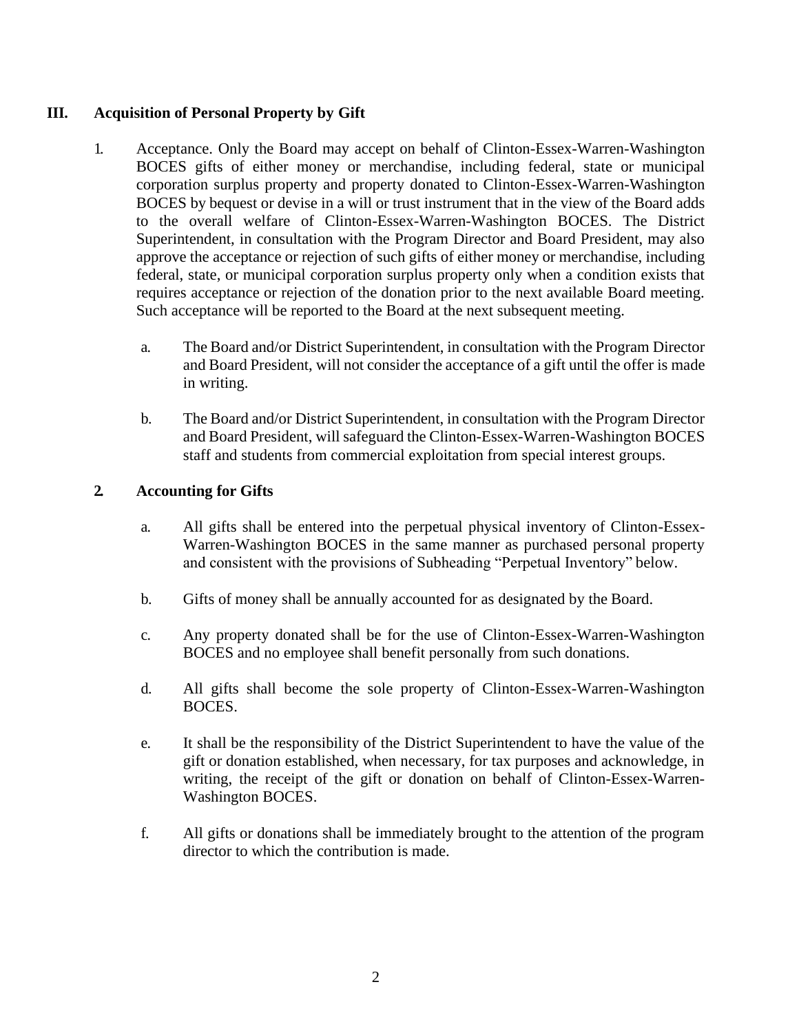## III. Acquisition of Personal Property by Gift

1. Acceptance. Only the Board may accept on behalf of Clinton-Essex-Warren-Washington BOCES gifts of either money or merchandise, including federal, state or municipal corporation surplus property and property donated to Clinton-Essex-Warren-Washington BOCES by bequest or devise in a will or trust instrument that in the view of the Board adds to the overall welfare of Clinton-Essex-Warren-Washington BOCES. The District Superintendent, in consultation with the Program Director and Board President, may also approve the acceptance or rejection of such gifts of either money or merchandise, including federal, state, or municipal corporation surplus property only when a condition exists that requires acceptance or rejection of the donation prior to the next available Board meeting. Such acceptance will be reported to the Board at the next subsequent meeting.

   a. The Board and/or District Superintendent, in consultation with the Program Director and Board President, will not consider the acceptance of a gift until the offer is made in writing.

   b. The Board and/or District Superintendent, in consultation with the Program Director and Board President, will safeguard the Clinton-Essex-Warren-Washington BOCES staff and students from commercial exploitation from special interest groups.

2. **Accounting for Gifts**

   a. All gifts shall be entered into the perpetual physical inventory of Clinton-Essex-Warren-Washington BOCES in the same manner as purchased personal property and consistent with the provisions of Subheading "Perpetual Inventory" below.

   b. Gifts of money shall be annually accounted for as designated by the Board.

   c. Any property donated shall be for the use of Clinton-Essex-Warren-Washington BOCES and no employee shall benefit personally from such donations.

   d. All gifts shall become the sole property of Clinton-Essex-Warren-Washington BOCES.

   e. It shall be the responsibility of the District Superintendent to have the value of the gift or donation established, when necessary, for tax purposes and acknowledge, in writing, the receipt of the gift or donation on behalf of Clinton-Essex-Warren-Washington BOCES.

   f. All gifts or donations shall be immediately brought to the attention of the program director to which the contribution is made.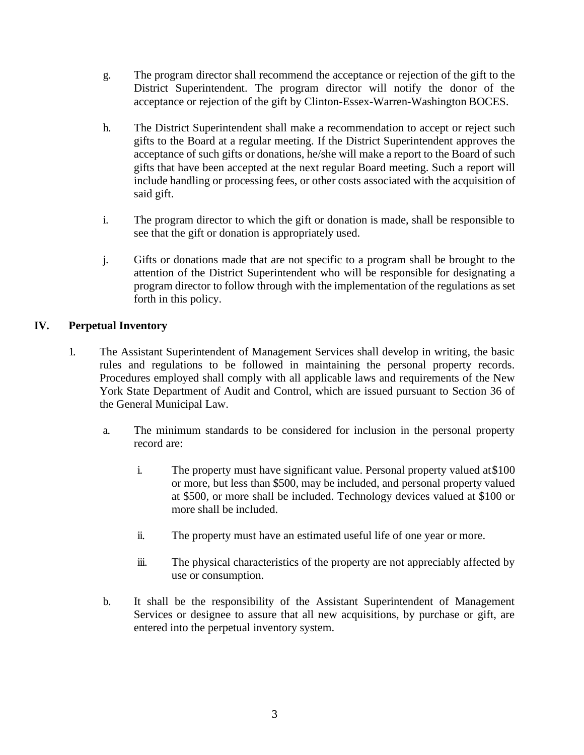g. The program director shall recommend the acceptance or rejection of the gift to the District Superintendent. The program director will notify the donor of the acceptance or rejection of the gift by Clinton-Essex-Warren-Washington BOCES.

h. The District Superintendent shall make a recommendation to accept or reject such gifts to the Board at a regular meeting. If the District Superintendent approves the acceptance of such gifts or donations, he/she will make a report to the Board of such gifts that have been accepted at the next regular Board meeting. Such a report will include handling or processing fees, or other costs associated with the acquisition of said gift.

i. The program director to which the gift or donation is made, shall be responsible to see that the gift or donation is appropriately used.

j. Gifts or donations made that are not specific to a program shall be brought to the attention of the District Superintendent who will be responsible for designating a program director to follow through with the implementation of the regulations as set forth in this policy.

## IV. Perpetual Inventory

1. The Assistant Superintendent of Management Services shall develop in writing, the basic rules and regulations to be followed in maintaining the personal property records. Procedures employed shall comply with all applicable laws and requirements of the New York State Department of Audit and Control, which are issued pursuant to Section 36 of the General Municipal Law.

   a. The minimum standards to be considered for inclusion in the personal property record are:

      i. The property must have significant value. Personal property valued at $100 or more, but less than $500, may be included, and personal property valued at $500, or more shall be included. Technology devices valued at $100 or more shall be included.

      ii. The property must have an estimated useful life of one year or more.

      iii. The physical characteristics of the property are not appreciably affected by use or consumption.

   b. It shall be the responsibility of the Assistant Superintendent of Management Services or designee to assure that all new acquisitions, by purchase or gift, are entered into the perpetual inventory system.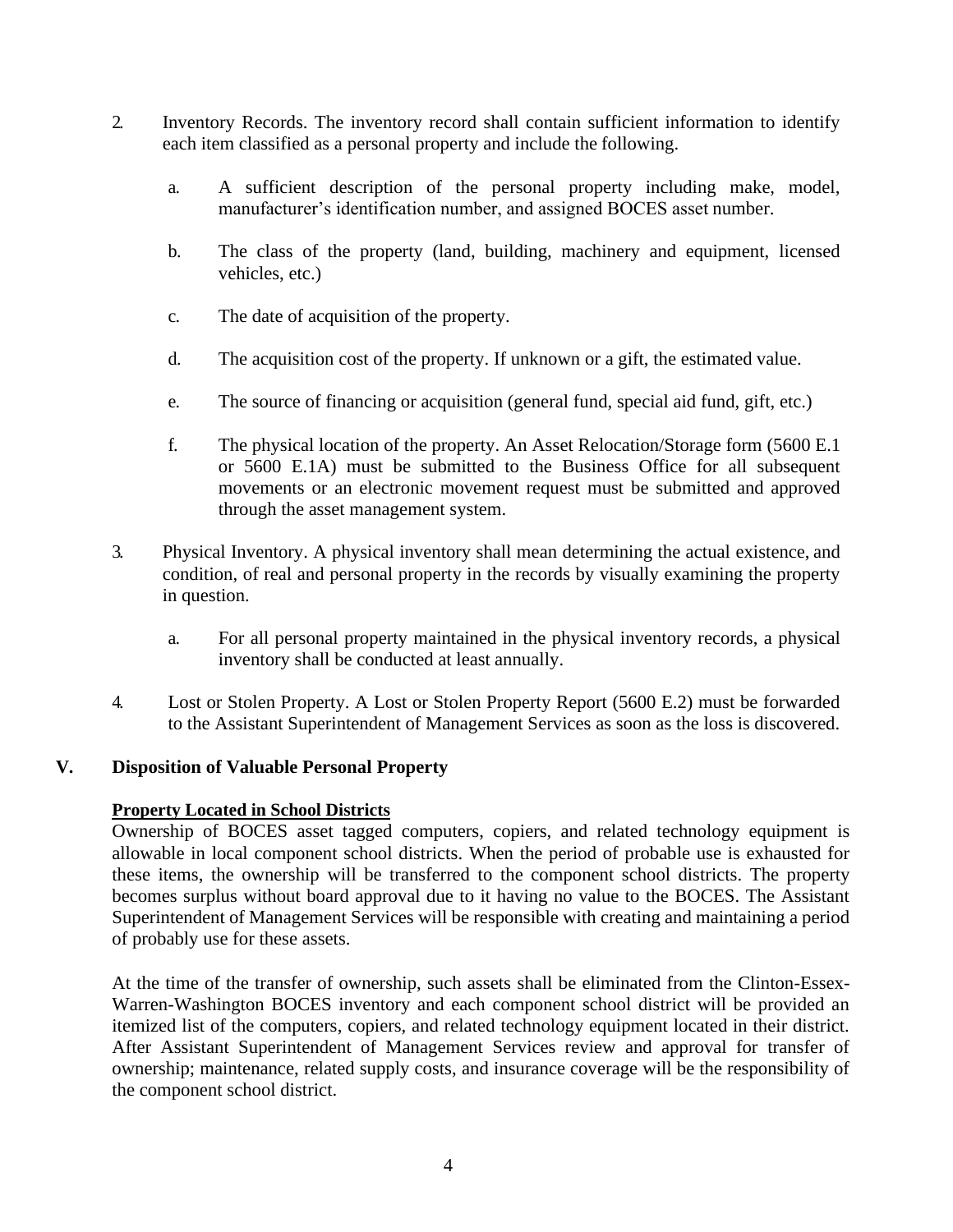2. Inventory Records. The inventory record shall contain sufficient information to identify each item classified as a personal property and include the following.

    a. A sufficient description of the personal property including make, model, manufacturer's identification number, and assigned BOCES asset number.

    b. The class of the property (land, building, machinery and equipment, licensed vehicles, etc.)

    c. The date of acquisition of the property.

    d. The acquisition cost of the property. If unknown or a gift, the estimated value.

    e. The source of financing or acquisition (general fund, special aid fund, gift, etc.)

    f. The physical location of the property. An Asset Relocation/Storage form (5600 E.1 or 5600 E.1A) must be submitted to the Business Office for all subsequent movements or an electronic movement request must be submitted and approved through the asset management system.

3. Physical Inventory. A physical inventory shall mean determining the actual existence, and condition, of real and personal property in the records by visually examining the property in question.

    a. For all personal property maintained in the physical inventory records, a physical inventory shall be conducted at least annually.

4. Lost or Stolen Property. A Lost or Stolen Property Report (5600 E.2) must be forwarded to the Assistant Superintendent of Management Services as soon as the loss is discovered.

## V. Disposition of Valuable Personal Property

**Property Located in School Districts**

Ownership of BOCES asset tagged computers, copiers, and related technology equipment is allowable in local component school districts. When the period of probable use is exhausted for these items, the ownership will be transferred to the component school districts. The property becomes surplus without board approval due to it having no value to the BOCES. The Assistant Superintendent of Management Services will be responsible with creating and maintaining a period of probably use for these assets.

At the time of the transfer of ownership, such assets shall be eliminated from the Clinton-Essex-Warren-Washington BOCES inventory and each component school district will be provided an itemized list of the computers, copiers, and related technology equipment located in their district. After Assistant Superintendent of Management Services review and approval for transfer of ownership; maintenance, related supply costs, and insurance coverage will be the responsibility of the component school district.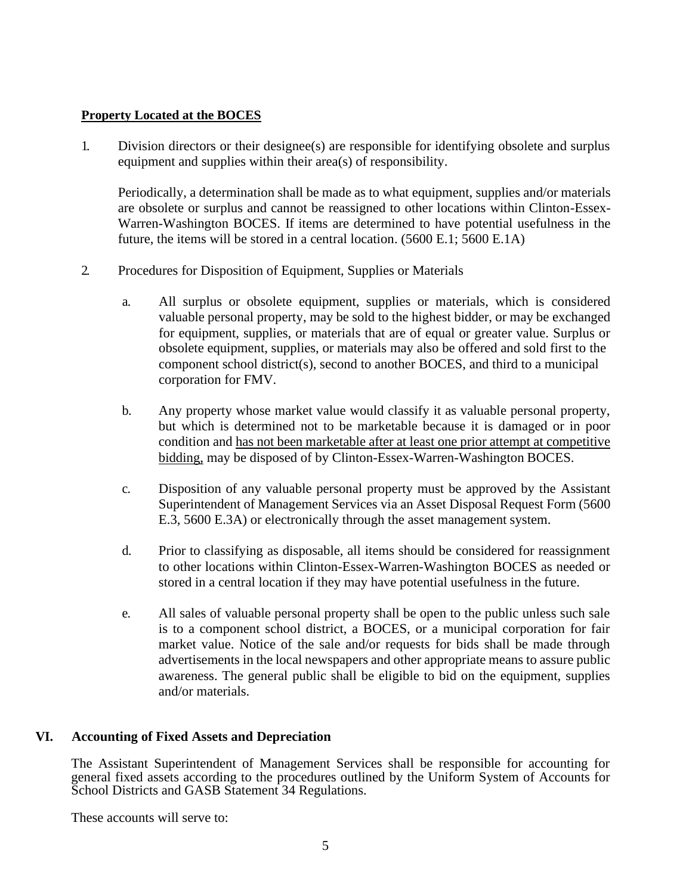**Property Located at the BOCES**

1. Division directors or their designee(s) are responsible for identifying obsolete and surplus equipment and supplies within their area(s) of responsibility.

   Periodically, a determination shall be made as to what equipment, supplies and/or materials are obsolete or surplus and cannot be reassigned to other locations within Clinton-Essex-Warren-Washington BOCES. If items are determined to have potential usefulness in the future, the items will be stored in a central location. (5600 E.1; 5600 E.1A)

2. Procedures for Disposition of Equipment, Supplies or Materials

   a. All surplus or obsolete equipment, supplies or materials, which is considered valuable personal property, may be sold to the highest bidder, or may be exchanged for equipment, supplies, or materials that are of equal or greater value. Surplus or obsolete equipment, supplies, or materials may also be offered and sold first to the component school district(s), second to another BOCES, and third to a municipal corporation for FMV.

   b. Any property whose market value would classify it as valuable personal property, but which is determined not to be marketable because it is damaged or in poor condition and <u>has not been marketable after at least one prior attempt at competitive bidding,</u> may be disposed of by Clinton-Essex-Warren-Washington BOCES.

   c. Disposition of any valuable personal property must be approved by the Assistant Superintendent of Management Services via an Asset Disposal Request Form (5600 E.3, 5600 E.3A) or electronically through the asset management system.

   d. Prior to classifying as disposable, all items should be considered for reassignment to other locations within Clinton-Essex-Warren-Washington BOCES as needed or stored in a central location if they may have potential usefulness in the future.

   e. All sales of valuable personal property shall be open to the public unless such sale is to a component school district, a BOCES, or a municipal corporation for fair market value. Notice of the sale and/or requests for bids shall be made through advertisements in the local newspapers and other appropriate means to assure public awareness. The general public shall be eligible to bid on the equipment, supplies and/or materials.

## VI. Accounting of Fixed Assets and Depreciation

The Assistant Superintendent of Management Services shall be responsible for accounting for general fixed assets according to the procedures outlined by the Uniform System of Accounts for School Districts and GASB Statement 34 Regulations.

These accounts will serve to: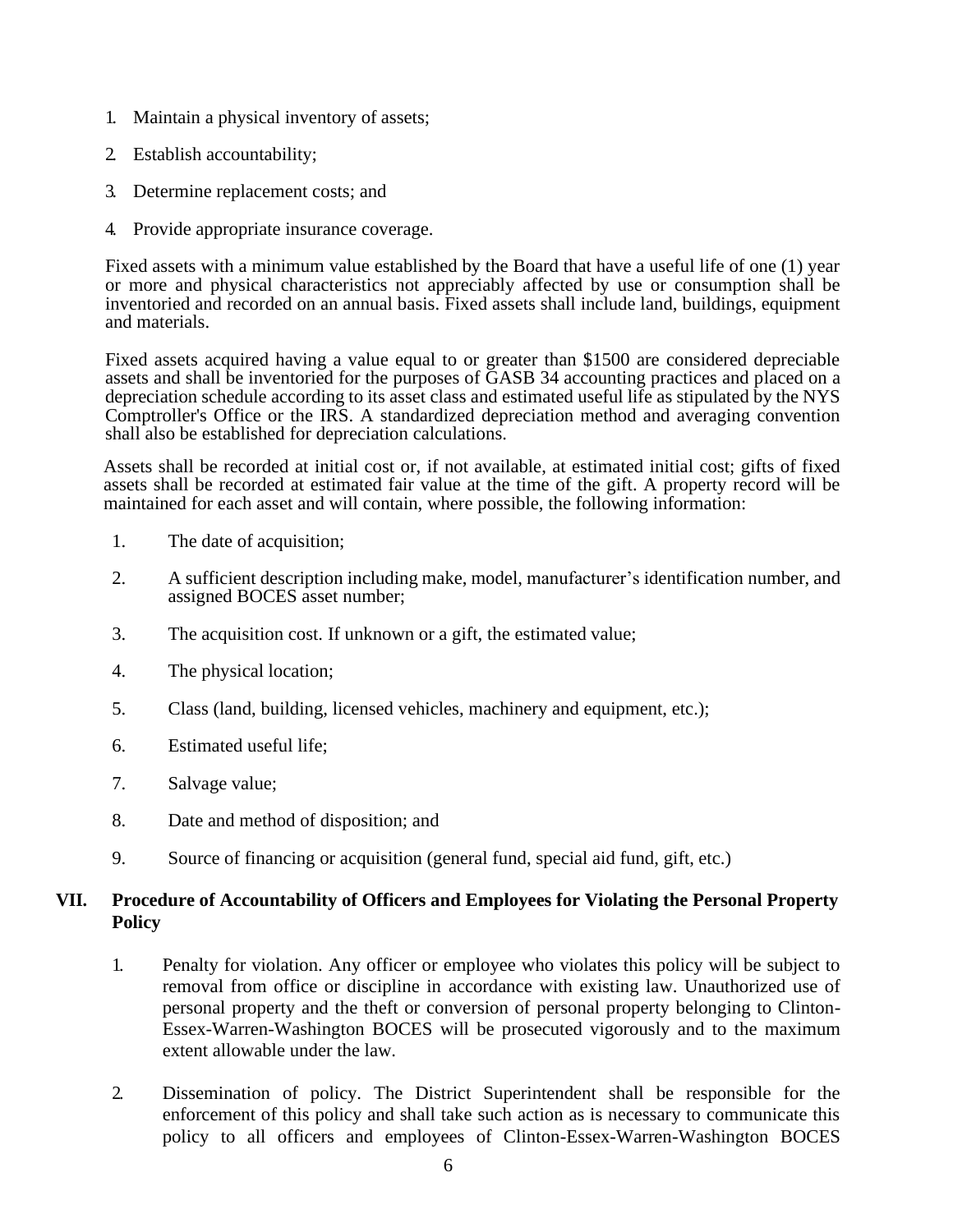1. Maintain a physical inventory of assets;
2. Establish accountability;
3. Determine replacement costs; and
4. Provide appropriate insurance coverage.

Fixed assets with a minimum value established by the Board that have a useful life of one (1) year or more and physical characteristics not appreciably affected by use or consumption shall be inventoried and recorded on an annual basis. Fixed assets shall include land, buildings, equipment and materials.

Fixed assets acquired having a value equal to or greater than $1500 are considered depreciable assets and shall be inventoried for the purposes of GASB 34 accounting practices and placed on a depreciation schedule according to its asset class and estimated useful life as stipulated by the NYS Comptroller's Office or the IRS. A standardized depreciation method and averaging convention shall also be established for depreciation calculations.

Assets shall be recorded at initial cost or, if not available, at estimated initial cost; gifts of fixed assets shall be recorded at estimated fair value at the time of the gift. A property record will be maintained for each asset and will contain, where possible, the following information:

1. The date of acquisition;
2. A sufficient description including make, model, manufacturer's identification number, and assigned BOCES asset number;
3. The acquisition cost. If unknown or a gift, the estimated value;
4. The physical location;
5. Class (land, building, licensed vehicles, machinery and equipment, etc.);
6. Estimated useful life;
7. Salvage value;
8. Date and method of disposition; and
9. Source of financing or acquisition (general fund, special aid fund, gift, etc.)

## VII. Procedure of Accountability of Officers and Employees for Violating the Personal Property Policy

1. Penalty for violation. Any officer or employee who violates this policy will be subject to removal from office or discipline in accordance with existing law. Unauthorized use of personal property and the theft or conversion of personal property belonging to Clinton-Essex-Warren-Washington BOCES will be prosecuted vigorously and to the maximum extent allowable under the law.
2. Dissemination of policy. The District Superintendent shall be responsible for the enforcement of this policy and shall take such action as is necessary to communicate this policy to all officers and employees of Clinton-Essex-Warren-Washington BOCES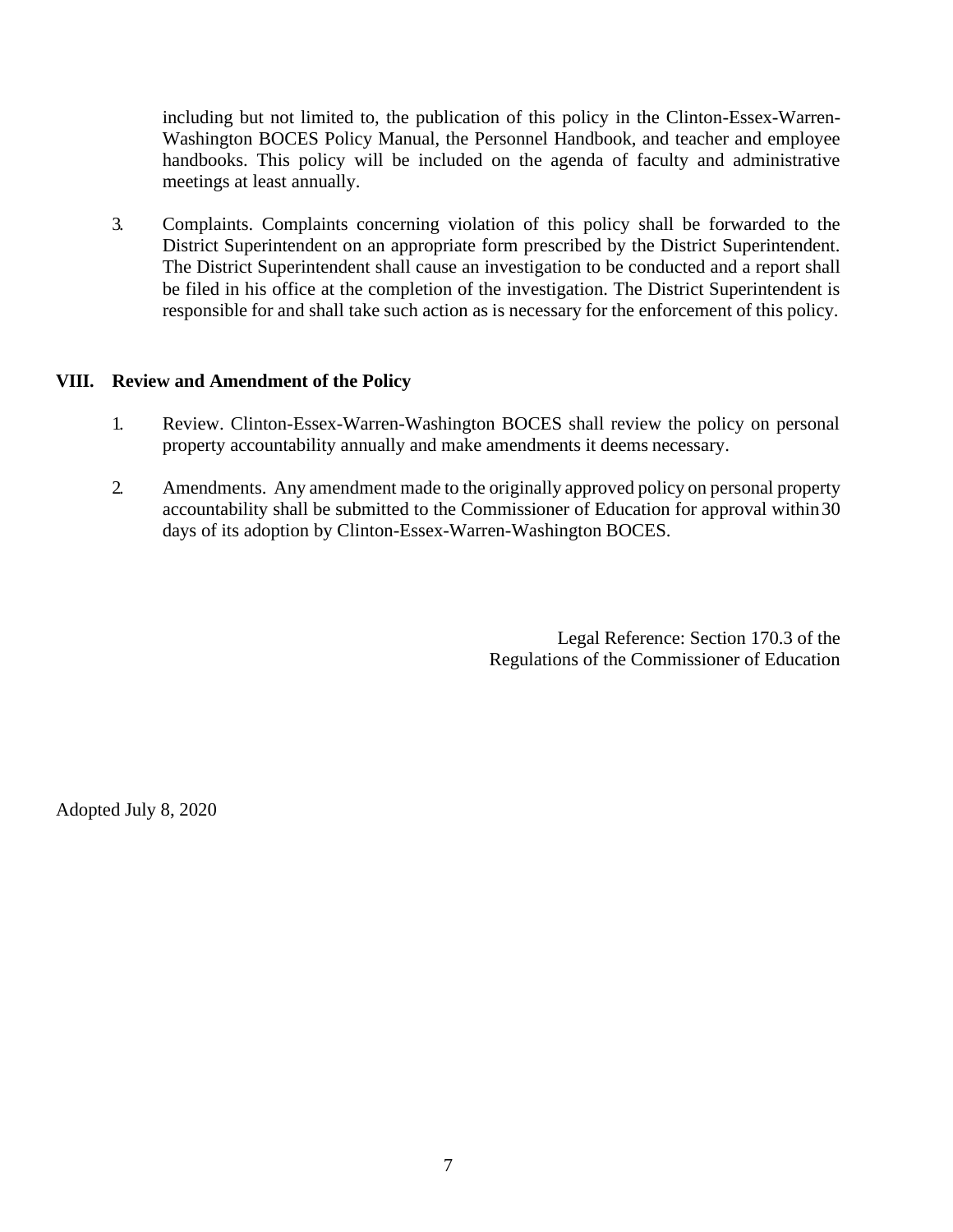including but not limited to, the publication of this policy in the Clinton-Essex-Warren-Washington BOCES Policy Manual, the Personnel Handbook, and teacher and employee handbooks. This policy will be included on the agenda of faculty and administrative meetings at least annually.

3. Complaints. Complaints concerning violation of this policy shall be forwarded to the District Superintendent on an appropriate form prescribed by the District Superintendent. The District Superintendent shall cause an investigation to be conducted and a report shall be filed in his office at the completion of the investigation. The District Superintendent is responsible for and shall take such action as is necessary for the enforcement of this policy.

## VIII. Review and Amendment of the Policy

1. Review. Clinton-Essex-Warren-Washington BOCES shall review the policy on personal property accountability annually and make amendments it deems necessary.

2. Amendments. Any amendment made to the originally approved policy on personal property accountability shall be submitted to the Commissioner of Education for approval within 30 days of its adoption by Clinton-Essex-Warren-Washington BOCES.

Legal Reference: Section 170.3 of the Regulations of the Commissioner of Education

Adopted July 8, 2020